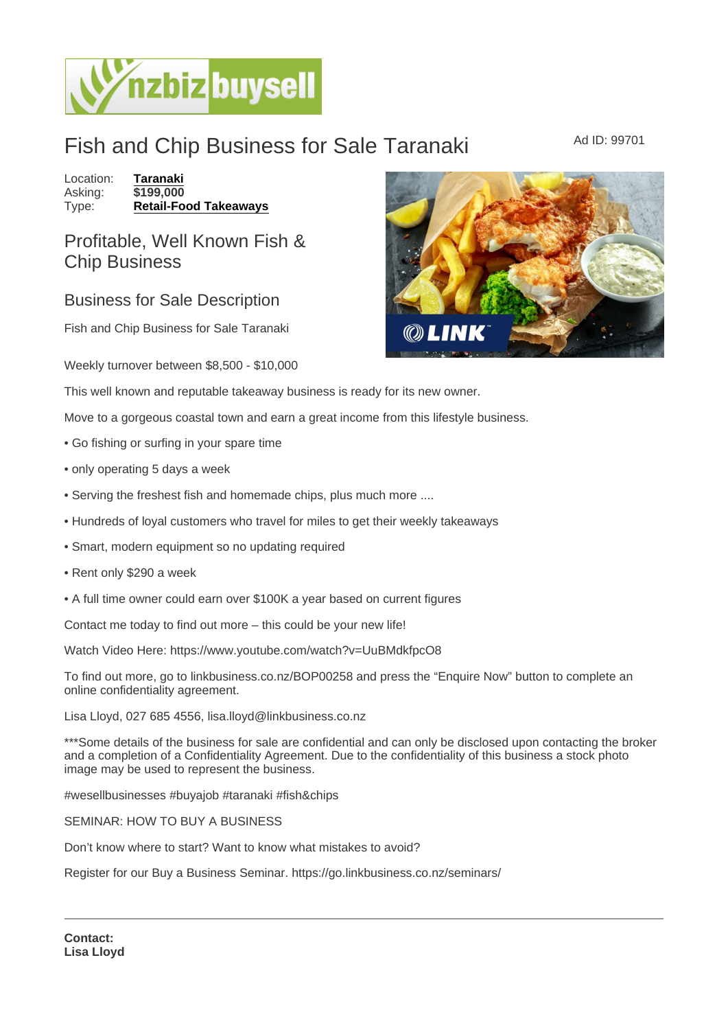# Fish and Chip Business for Sale Taranaki

Ad ID: 99701

Location: **Taranaki**
Asking: **$199,000**
Type: **Retail-Food Takeaways**

## Profitable, Well Known Fish & Chip Business

### Business for Sale Description

Fish and Chip Business for Sale Taranaki

Weekly turnover between $8,500 - $10,000

This well known and reputable takeaway business is ready for its new owner.

Move to a gorgeous coastal town and earn a great income from this lifestyle business.

- Go fishing or surfing in your spare time
- only operating 5 days a week
- Serving the freshest fish and homemade chips, plus much more ....
- Hundreds of loyal customers who travel for miles to get their weekly takeaways
- Smart, modern equipment so no updating required
- Rent only $290 a week
- A full time owner could earn over $100K a year based on current figures

Contact me today to find out more – this could be your new life!

Watch Video Here: https://www.youtube.com/watch?v=UuBMdkfpcO8

To find out more, go to linkbusiness.co.nz/BOP00258 and press the "Enquire Now" button to complete an online confidentiality agreement.

Lisa Lloyd, 027 685 4556, lisa.lloyd@linkbusiness.co.nz

***Some details of the business for sale are confidential and can only be disclosed upon contacting the broker and a completion of a Confidentiality Agreement. Due to the confidentiality of this business a stock photo image may be used to represent the business.

#wesellbusinesses #buyajob #taranaki #fish&chips

SEMINAR: HOW TO BUY A BUSINESS

Don't know where to start? Want to know what mistakes to avoid?

Register for our Buy a Business Seminar. https://go.linkbusiness.co.nz/seminars/

---

**Contact:**
**Lisa Lloyd**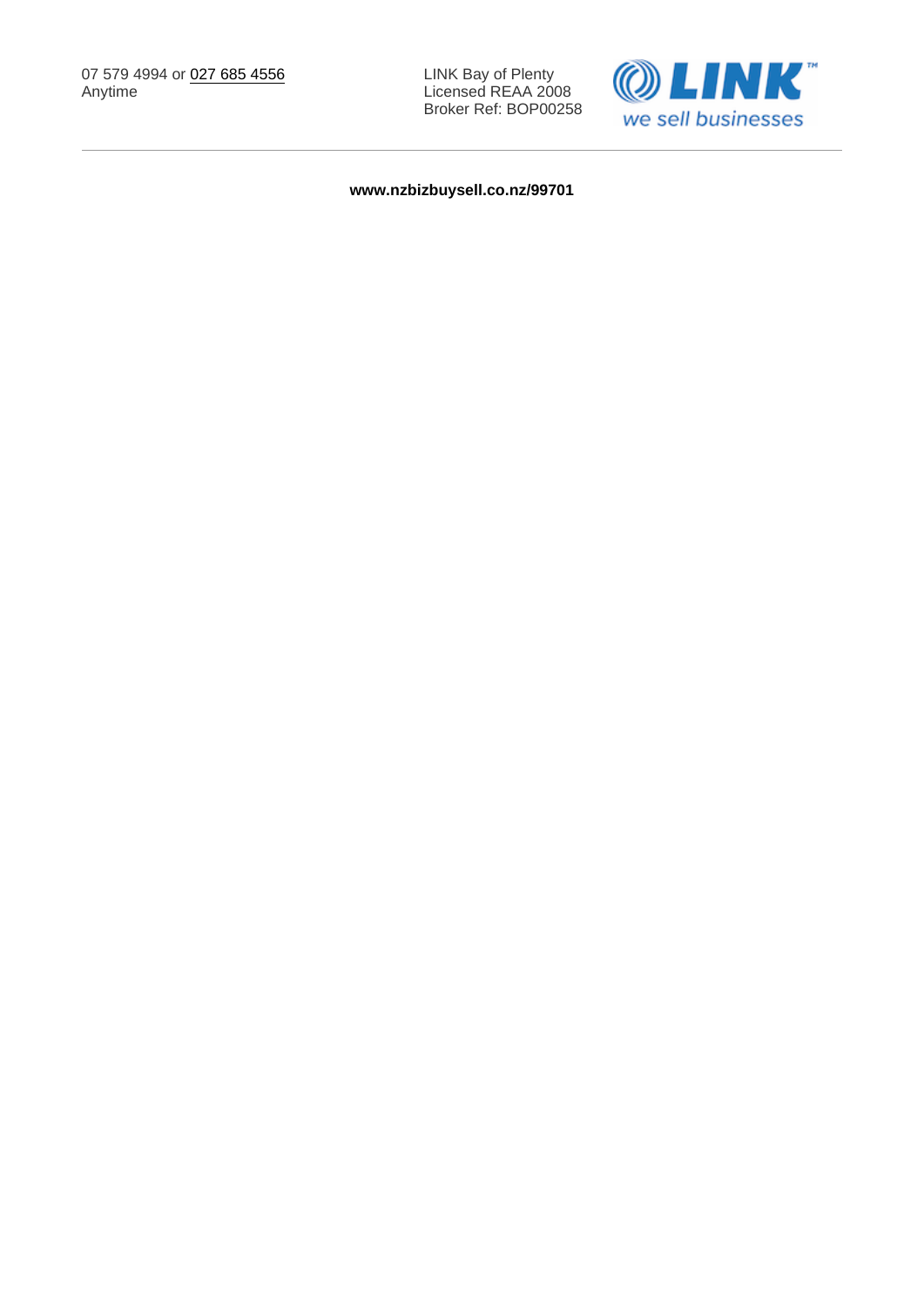07 579 4994 or 027 685 4556
Anytime

LINK Bay of Plenty
Licensed REAA 2008
Broker Ref: BOP00258

LINK
we sell businesses

**www.nzbizbuysell.co.nz/99701**